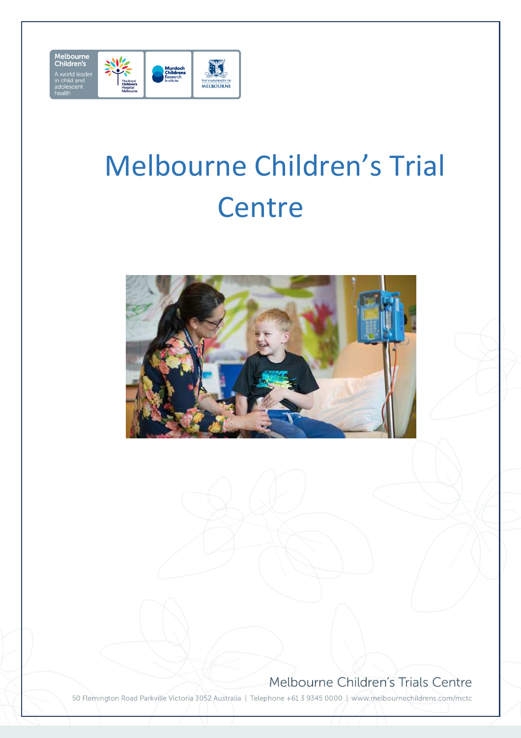Melbourne Children's

A world leader in child and adolescent health

The Royal Children's Hospital Melbourne

Murdoch Childrens Research Institute

The University of Melbourne

# Melbourne Children's Trial Centre

Melbourne Children's Trials Centre

50 Flemington Road Parkville Victoria 3052 Australia | Telephone +61 3 9345 0000 | www.melbournechildrens.com/mctc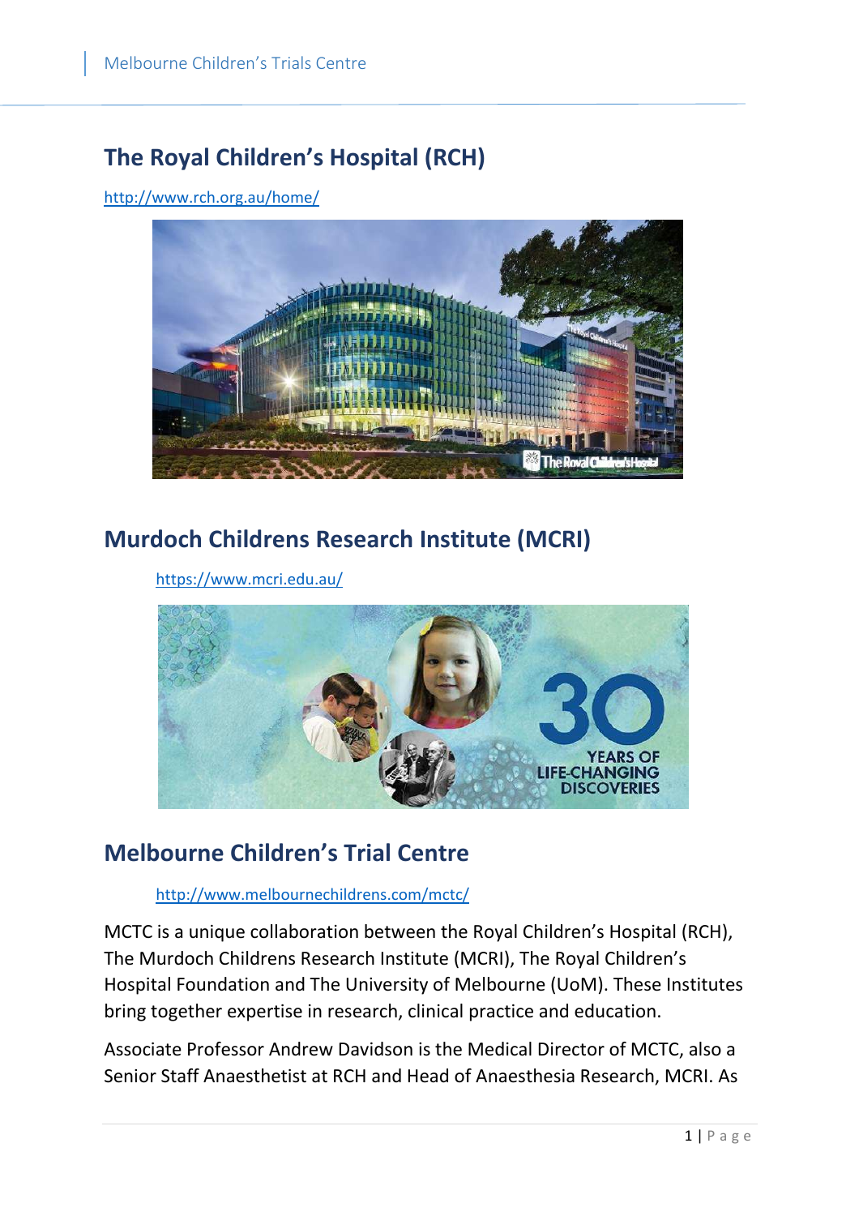## The Royal Children's Hospital (RCH)

http://www.rch.org.au/home/

## Murdoch Childrens Research Institute (MCRI)

https://www.mcri.edu.au/

## Melbourne Children's Trial Centre

http://www.melbournechildrens.com/mctc/

MCTC is a unique collaboration between the Royal Children's Hospital (RCH), The Murdoch Childrens Research Institute (MCRI), The Royal Children's Hospital Foundation and The University of Melbourne (UoM). These Institutes bring together expertise in research, clinical practice and education.

Associate Professor Andrew Davidson is the Medical Director of MCTC, also a Senior Staff Anaesthetist at RCH and Head of Anaesthesia Research, MCRI. As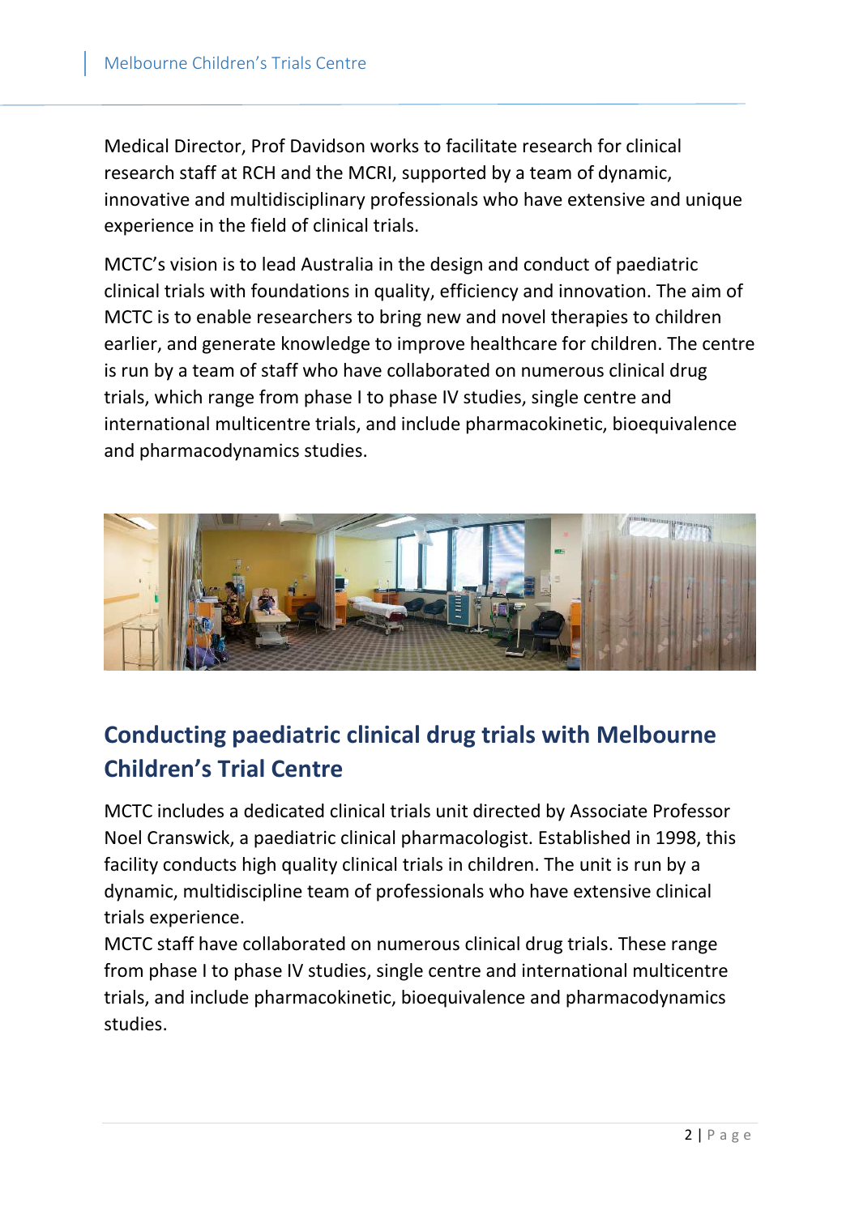Medical Director, Prof Davidson works to facilitate research for clinical research staff at RCH and the MCRI, supported by a team of dynamic, innovative and multidisciplinary professionals who have extensive and unique experience in the field of clinical trials.

MCTC's vision is to lead Australia in the design and conduct of paediatric clinical trials with foundations in quality, efficiency and innovation. The aim of MCTC is to enable researchers to bring new and novel therapies to children earlier, and generate knowledge to improve healthcare for children. The centre is run by a team of staff who have collaborated on numerous clinical drug trials, which range from phase I to phase IV studies, single centre and international multicentre trials, and include pharmacokinetic, bioequivalence and pharmacodynamics studies.

## Conducting paediatric clinical drug trials with Melbourne Children's Trial Centre

MCTC includes a dedicated clinical trials unit directed by Associate Professor Noel Cranswick, a paediatric clinical pharmacologist. Established in 1998, this facility conducts high quality clinical trials in children. The unit is run by a dynamic, multidiscipline team of professionals who have extensive clinical trials experience.

MCTC staff have collaborated on numerous clinical drug trials. These range from phase I to phase IV studies, single centre and international multicentre trials, and include pharmacokinetic, bioequivalence and pharmacodynamics studies.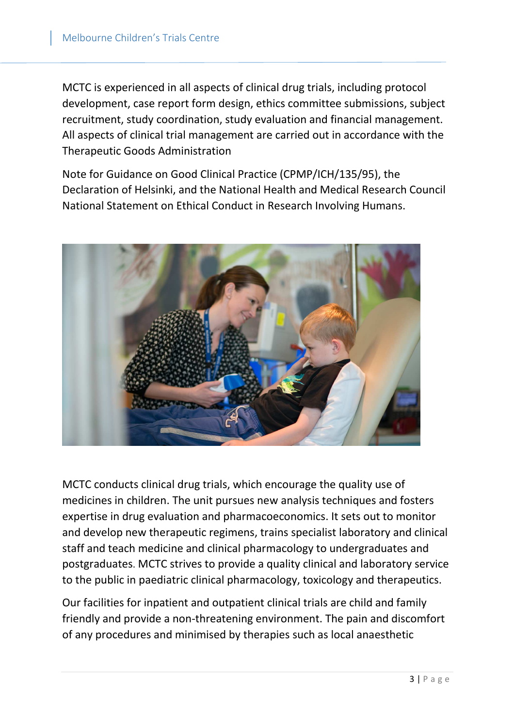MCTC is experienced in all aspects of clinical drug trials, including protocol development, case report form design, ethics committee submissions, subject recruitment, study coordination, study evaluation and financial management. All aspects of clinical trial management are carried out in accordance with the Therapeutic Goods Administration

Note for Guidance on Good Clinical Practice (CPMP/ICH/135/95), the Declaration of Helsinki, and the National Health and Medical Research Council National Statement on Ethical Conduct in Research Involving Humans.

MCTC conducts clinical drug trials, which encourage the quality use of medicines in children. The unit pursues new analysis techniques and fosters expertise in drug evaluation and pharmacoeconomics. It sets out to monitor and develop new therapeutic regimens, trains specialist laboratory and clinical staff and teach medicine and clinical pharmacology to undergraduates and postgraduates. MCTC strives to provide a quality clinical and laboratory service to the public in paediatric clinical pharmacology, toxicology and therapeutics.

Our facilities for inpatient and outpatient clinical trials are child and family friendly and provide a non-threatening environment. The pain and discomfort of any procedures and minimised by therapies such as local anaesthetic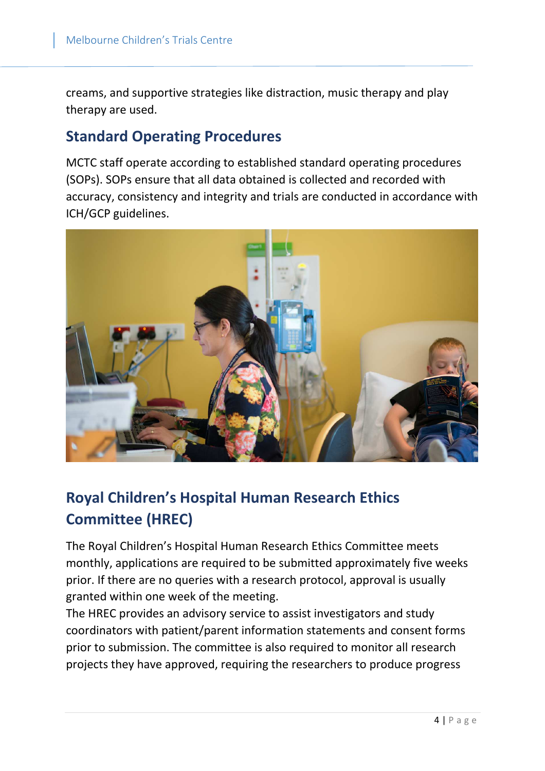creams, and supportive strategies like distraction, music therapy and play therapy are used.

## Standard Operating Procedures

MCTC staff operate according to established standard operating procedures (SOPs). SOPs ensure that all data obtained is collected and recorded with accuracy, consistency and integrity and trials are conducted in accordance with ICH/GCP guidelines.

## Royal Children's Hospital Human Research Ethics Committee (HREC)

The Royal Children's Hospital Human Research Ethics Committee meets monthly, applications are required to be submitted approximately five weeks prior. If there are no queries with a research protocol, approval is usually granted within one week of the meeting.

The HREC provides an advisory service to assist investigators and study coordinators with patient/parent information statements and consent forms prior to submission. The committee is also required to monitor all research projects they have approved, requiring the researchers to produce progress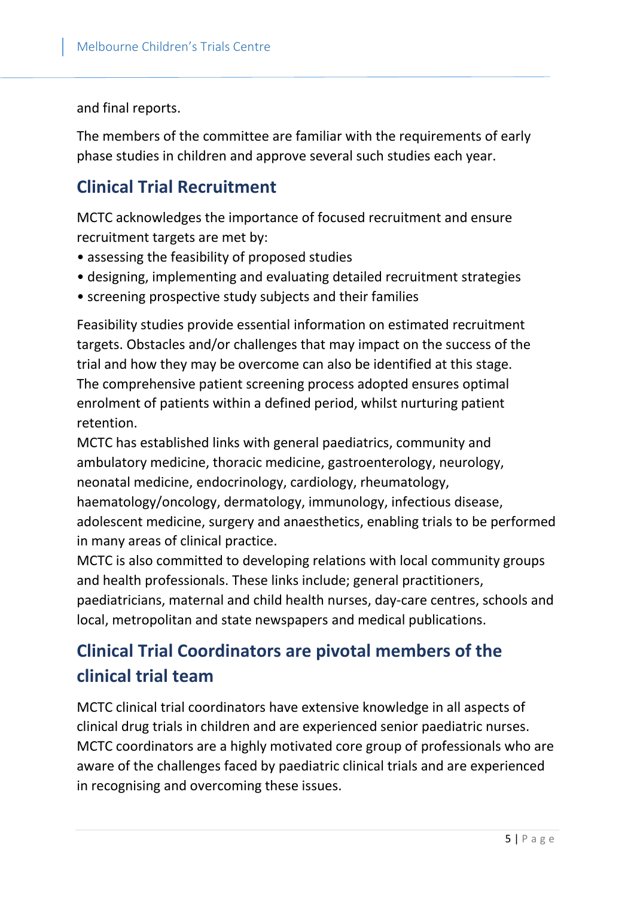and final reports.

The members of the committee are familiar with the requirements of early phase studies in children and approve several such studies each year.

## Clinical Trial Recruitment

MCTC acknowledges the importance of focused recruitment and ensure recruitment targets are met by:

- assessing the feasibility of proposed studies
- designing, implementing and evaluating detailed recruitment strategies
- screening prospective study subjects and their families

Feasibility studies provide essential information on estimated recruitment targets. Obstacles and/or challenges that may impact on the success of the trial and how they may be overcome can also be identified at this stage. The comprehensive patient screening process adopted ensures optimal enrolment of patients within a defined period, whilst nurturing patient retention.

MCTC has established links with general paediatrics, community and ambulatory medicine, thoracic medicine, gastroenterology, neurology, neonatal medicine, endocrinology, cardiology, rheumatology, haematology/oncology, dermatology, immunology, infectious disease, adolescent medicine, surgery and anaesthetics, enabling trials to be performed in many areas of clinical practice.

MCTC is also committed to developing relations with local community groups and health professionals. These links include; general practitioners, paediatricians, maternal and child health nurses, day-care centres, schools and local, metropolitan and state newspapers and medical publications.

## Clinical Trial Coordinators are pivotal members of the clinical trial team

MCTC clinical trial coordinators have extensive knowledge in all aspects of clinical drug trials in children and are experienced senior paediatric nurses. MCTC coordinators are a highly motivated core group of professionals who are aware of the challenges faced by paediatric clinical trials and are experienced in recognising and overcoming these issues.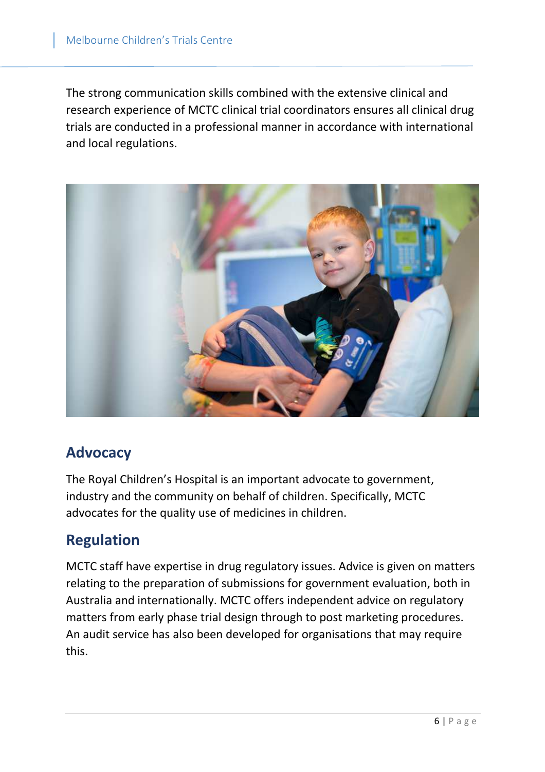The strong communication skills combined with the extensive clinical and research experience of MCTC clinical trial coordinators ensures all clinical drug trials are conducted in a professional manner in accordance with international and local regulations.

## Advocacy

The Royal Children's Hospital is an important advocate to government, industry and the community on behalf of children. Specifically, MCTC advocates for the quality use of medicines in children.

## Regulation

MCTC staff have expertise in drug regulatory issues. Advice is given on matters relating to the preparation of submissions for government evaluation, both in Australia and internationally. MCTC offers independent advice on regulatory matters from early phase trial design through to post marketing procedures. An audit service has also been developed for organisations that may require this.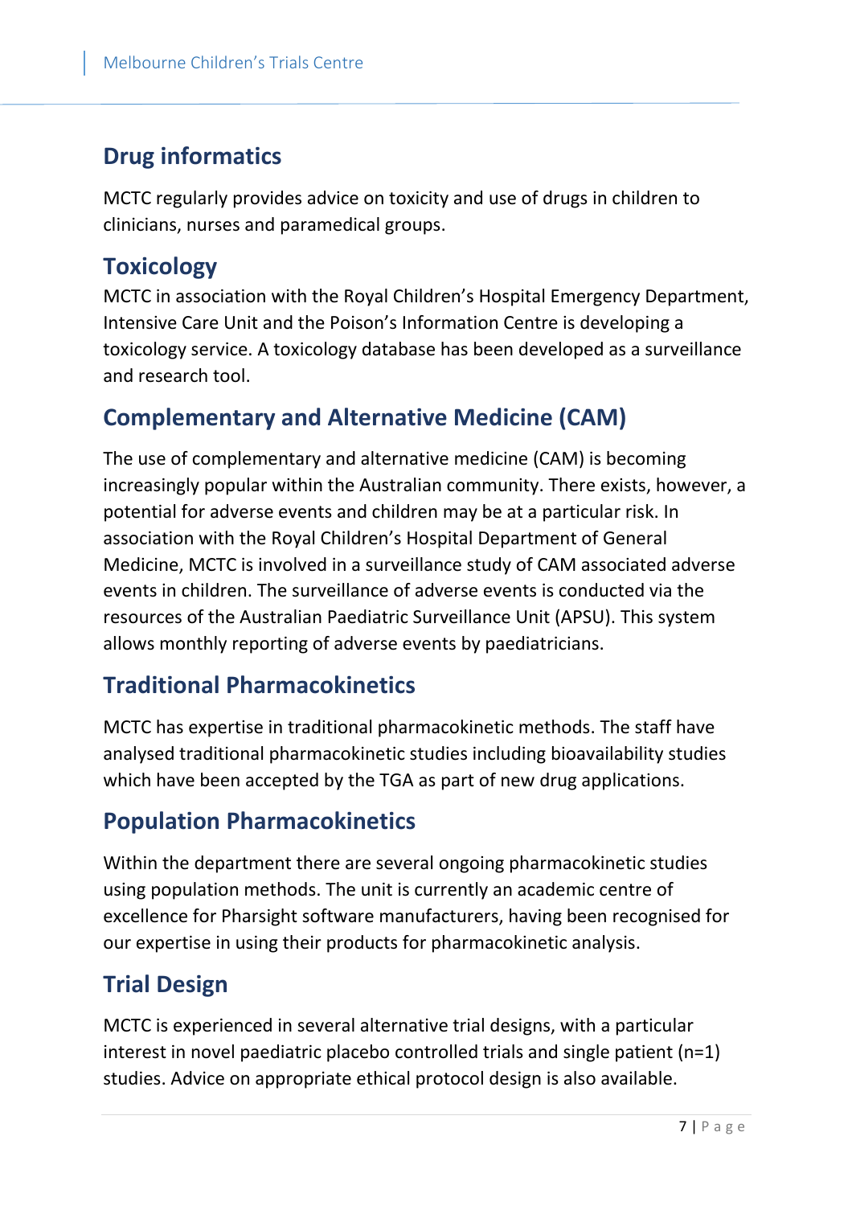## Drug informatics

MCTC regularly provides advice on toxicity and use of drugs in children to clinicians, nurses and paramedical groups.

## Toxicology

MCTC in association with the Royal Children's Hospital Emergency Department, Intensive Care Unit and the Poison's Information Centre is developing a toxicology service. A toxicology database has been developed as a surveillance and research tool.

## Complementary and Alternative Medicine (CAM)

The use of complementary and alternative medicine (CAM) is becoming increasingly popular within the Australian community. There exists, however, a potential for adverse events and children may be at a particular risk. In association with the Royal Children's Hospital Department of General Medicine, MCTC is involved in a surveillance study of CAM associated adverse events in children. The surveillance of adverse events is conducted via the resources of the Australian Paediatric Surveillance Unit (APSU). This system allows monthly reporting of adverse events by paediatricians.

## Traditional Pharmacokinetics

MCTC has expertise in traditional pharmacokinetic methods. The staff have analysed traditional pharmacokinetic studies including bioavailability studies which have been accepted by the TGA as part of new drug applications.

## Population Pharmacokinetics

Within the department there are several ongoing pharmacokinetic studies using population methods. The unit is currently an academic centre of excellence for Pharsight software manufacturers, having been recognised for our expertise in using their products for pharmacokinetic analysis.

## Trial Design

MCTC is experienced in several alternative trial designs, with a particular interest in novel paediatric placebo controlled trials and single patient (n=1) studies. Advice on appropriate ethical protocol design is also available.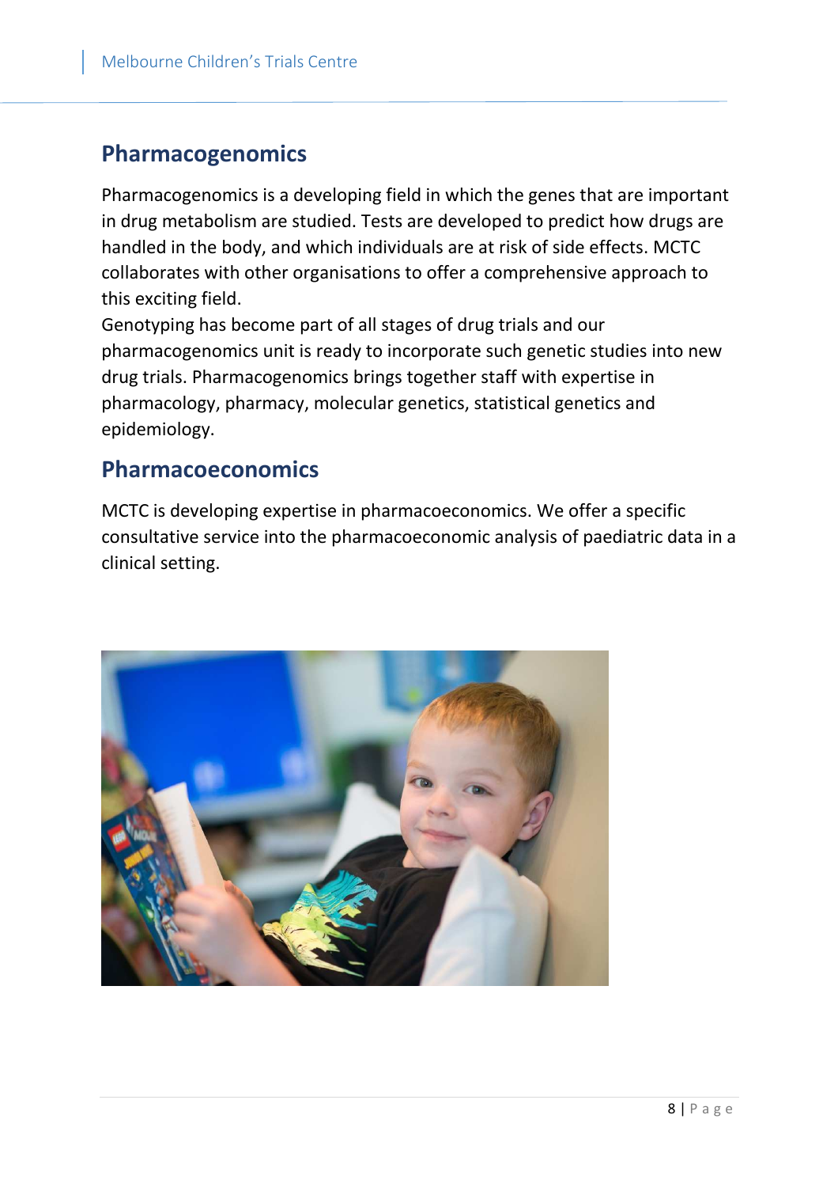## Pharmacogenomics

Pharmacogenomics is a developing field in which the genes that are important in drug metabolism are studied. Tests are developed to predict how drugs are handled in the body, and which individuals are at risk of side effects. MCTC collaborates with other organisations to offer a comprehensive approach to this exciting field.

Genotyping has become part of all stages of drug trials and our pharmacogenomics unit is ready to incorporate such genetic studies into new drug trials. Pharmacogenomics brings together staff with expertise in pharmacology, pharmacy, molecular genetics, statistical genetics and epidemiology.

## Pharmacoeconomics

MCTC is developing expertise in pharmacoeconomics. We offer a specific consultative service into the pharmacoeconomic analysis of paediatric data in a clinical setting.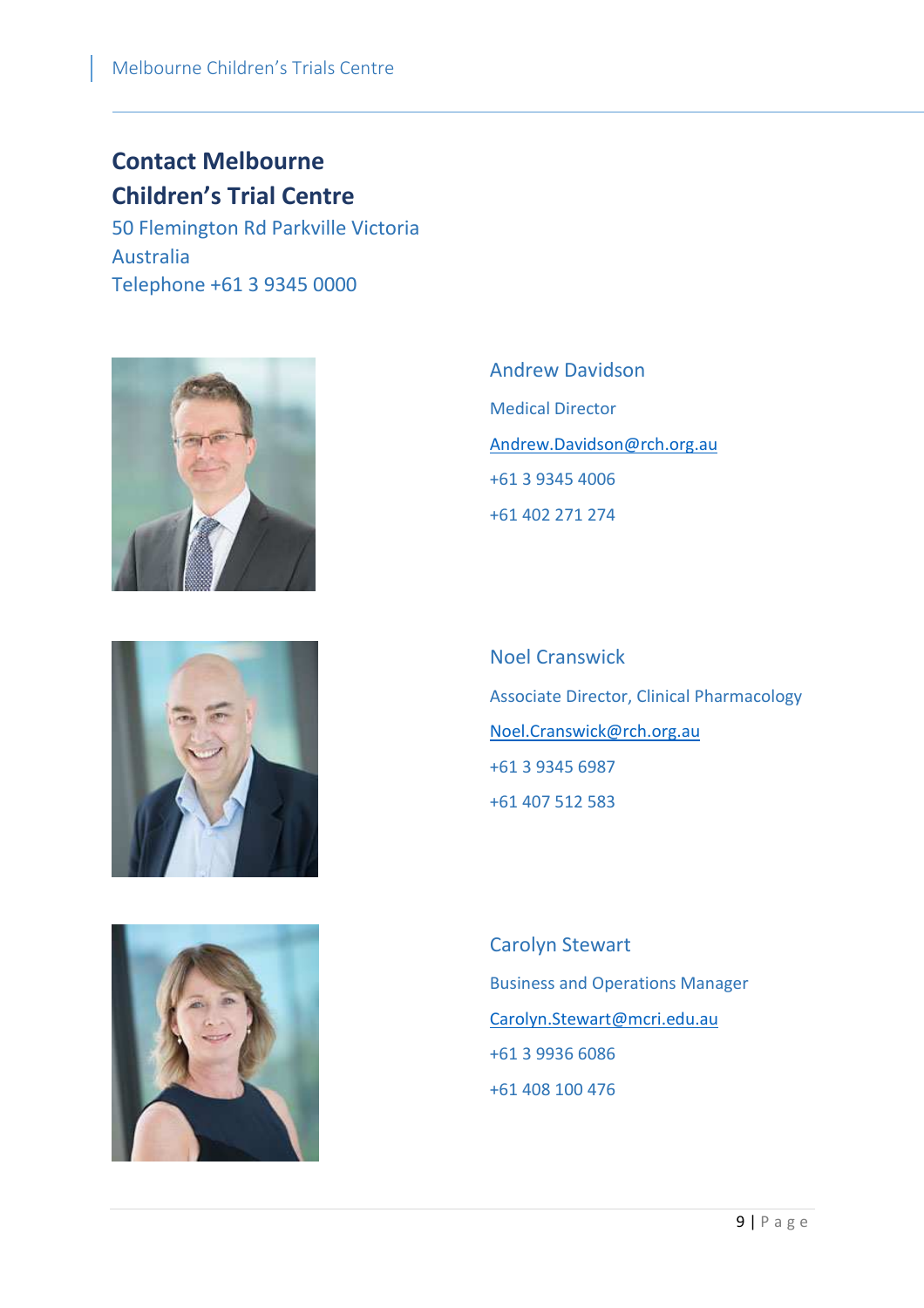## Contact Melbourne Children's Trial Centre

50 Flemington Rd Parkville Victoria Australia

Telephone +61 3 9345 0000

Andrew Davidson

Medical Director

Andrew.Davidson@rch.org.au

+61 3 9345 4006

+61 402 271 274

Noel Cranswick

Associate Director, Clinical Pharmacology

Noel.Cranswick@rch.org.au

+61 3 9345 6987

+61 407 512 583

Carolyn Stewart

Business and Operations Manager

Carolyn.Stewart@mcri.edu.au

+61 3 9936 6086

+61 408 100 476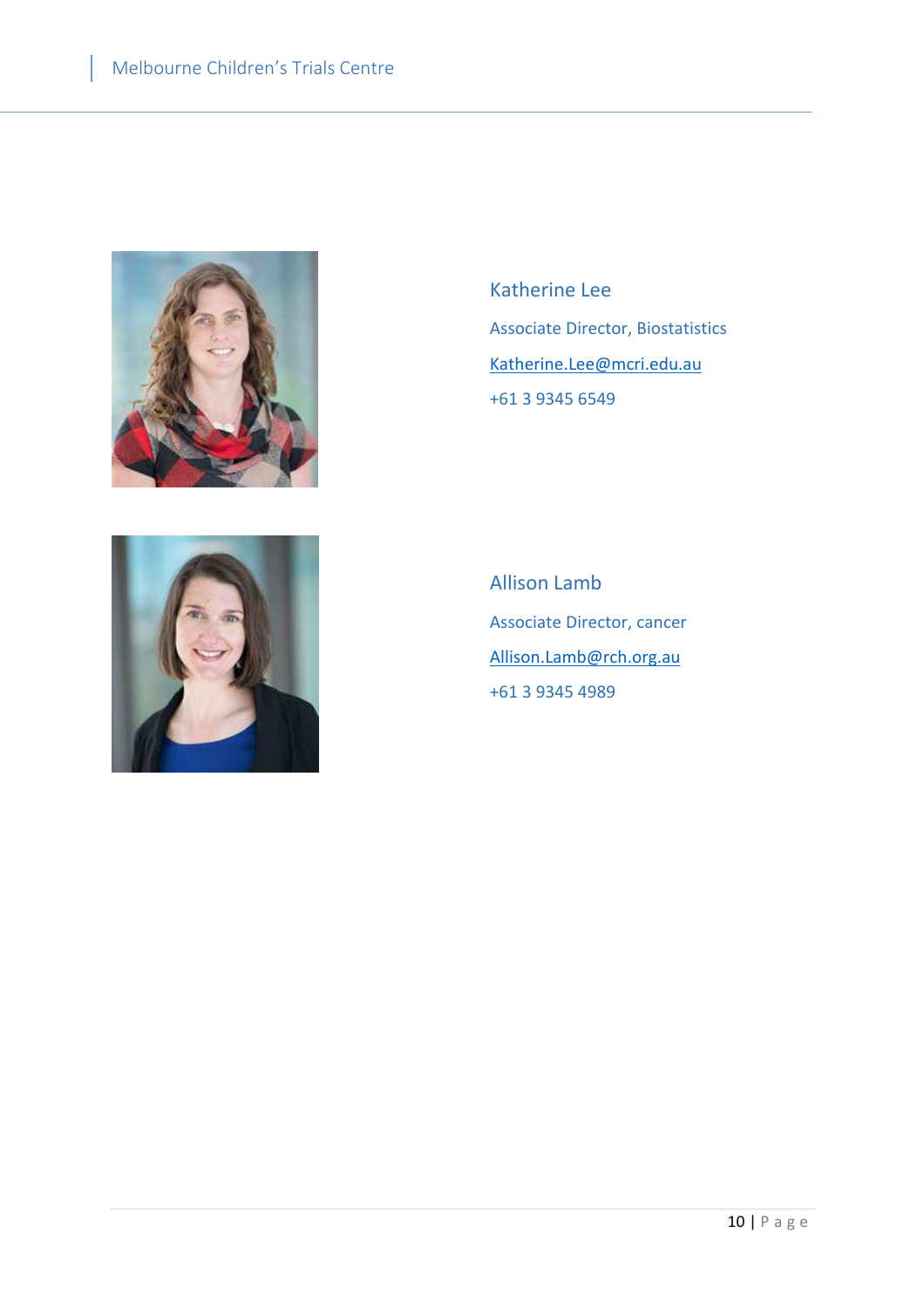Katherine Lee

Associate Director, Biostatistics

Katherine.Lee@mcri.edu.au

+61 3 9345 6549

Allison Lamb

Associate Director, cancer

Allison.Lamb@rch.org.au

+61 3 9345 4989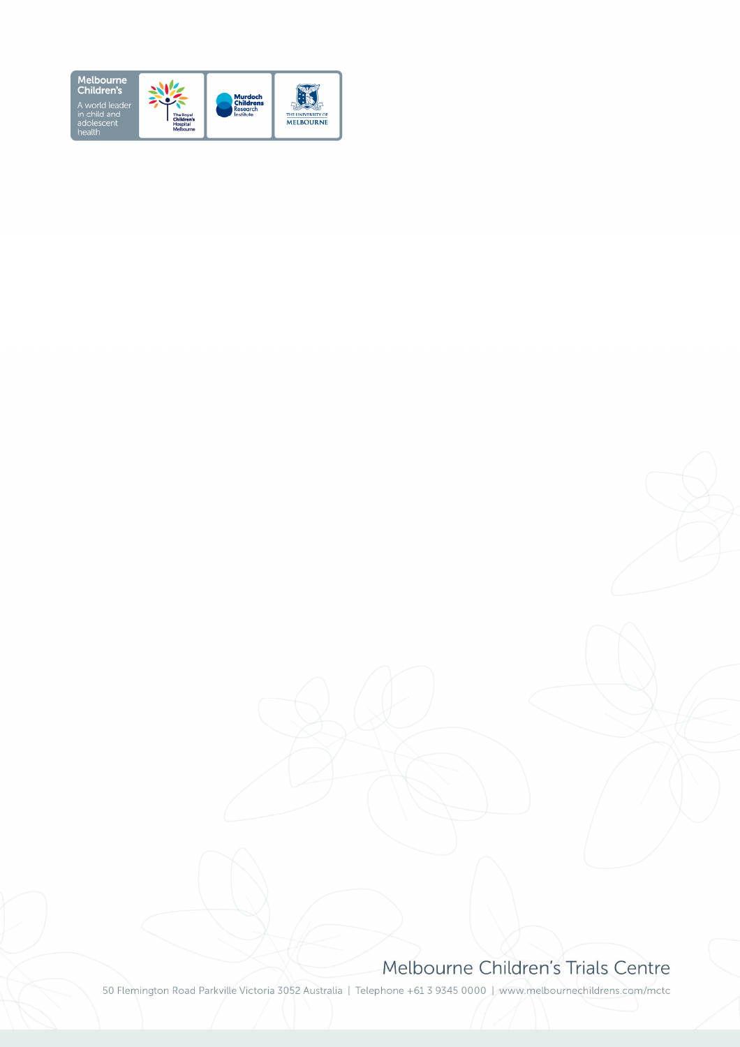Melbourne Children's

A world leader in child and adolescent health

The Royal Children's Hospital Melbourne

Murdoch Childrens Research Institute

The University of Melbourne

Melbourne Children's Trials Centre

50 Flemington Road Parkville Victoria 3052 Australia | Telephone +61 3 9345 0000 | www.melbournechildrens.com/mctc